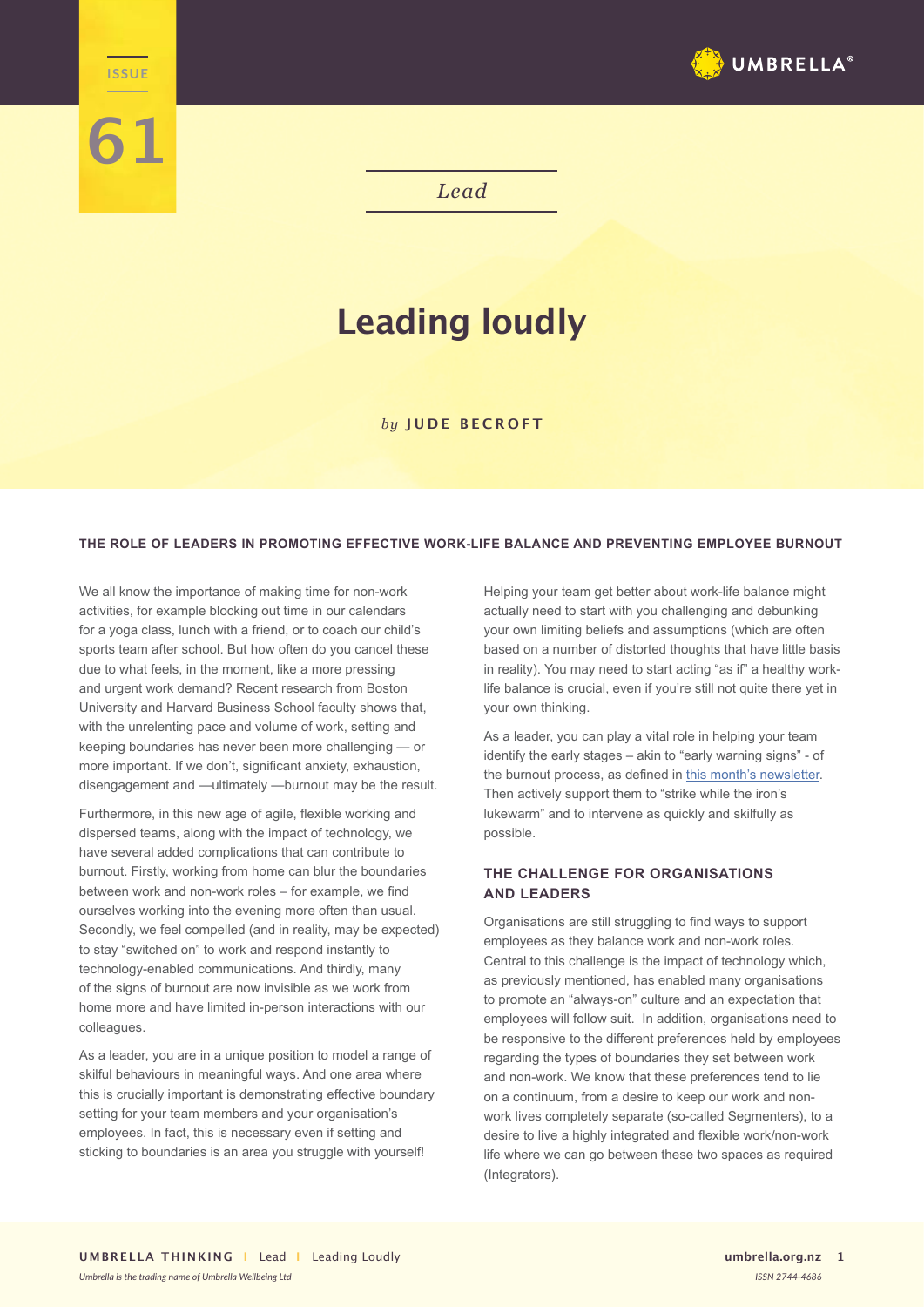ISSUE

61

*Lead*

# Leading loudly

*by* **JUDE BECROFT**

#### THE ROLE OF LEADERS IN PROMOTING EFFECTIVE WORK-LIFE BALANCE AND PREVENTING EMPLOYEE BURNOUT

We all know the importance of making time for non-work activities, for example blocking out time in our calendars for a yoga class, lunch with a friend, or to coach our child's sports team after school. But how often do you cancel these due to what feels, in the moment, like a more pressing and urgent work demand? Recent research from Boston University and Harvard Business School faculty shows that, with the unrelenting pace and volume of work, setting and keeping boundaries has never been more challenging — or more important. If we don't, significant anxiety, exhaustion, disengagement and —ultimately —burnout may be the result.

Furthermore, in this new age of agile, flexible working and dispersed teams, along with the impact of technology, we have several added complications that can contribute to burnout. Firstly, working from home can blur the boundaries between work and non-work roles – for example, we find ourselves working into the evening more often than usual. Secondly, we feel compelled (and in reality, may be expected) to stay "switched on" to work and respond instantly to technology-enabled communications. And thirdly, many of the signs of burnout are now invisible as we work from home more and have limited in-person interactions with our colleagues.

As a leader, you are in a unique position to model a range of skilful behaviours in meaningful ways. And one area where this is crucially important is demonstrating effective boundary setting for your team members and your organisation's employees. In fact, this is necessary even if setting and sticking to boundaries is an area you struggle with yourself!

Helping your team get better about work-life balance might actually need to start with you challenging and debunking your own limiting beliefs and assumptions (which are often based on a number of distorted thoughts that have little basis in reality). You may need to start acting "as if" a healthy work-life balance is crucial, even if you're still not quite there yet in your own thinking.

As a leader, you can play a vital role in helping your team identify the early stages – akin to "early warning signs" - of the burnout process, as defined in this month's newsletter. Then actively support them to "strike while the iron's lukewarm" and to intervene as quickly and skilfully as possible.

## THE CHALLENGE FOR ORGANISATIONS AND LEADERS

Organisations are still struggling to find ways to support employees as they balance work and non-work roles. Central to this challenge is the impact of technology which, as previously mentioned, has enabled many organisations to promote an "always-on" culture and an expectation that employees will follow suit. In addition, organisations need to be responsive to the different preferences held by employees regarding the types of boundaries they set between work and non-work. We know that these preferences tend to lie on a continuum, from a desire to keep our work and non-work lives completely separate (so-called Segmenters), to a desire to live a highly integrated and flexible work/non-work life where we can go between these two spaces as required (Integrators).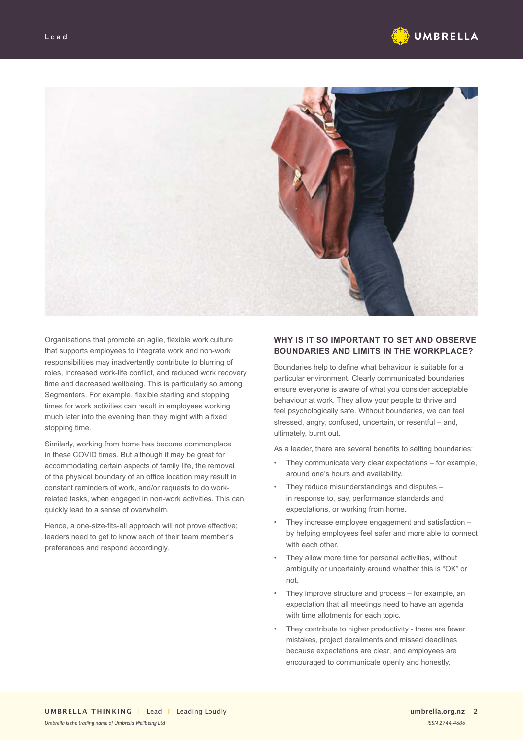Organisations that promote an agile, flexible work culture that supports employees to integrate work and non-work responsibilities may inadvertently contribute to blurring of roles, increased work-life conflict, and reduced work recovery time and decreased wellbeing. This is particularly so among Segmenters. For example, flexible starting and stopping times for work activities can result in employees working much later into the evening than they might with a fixed stopping time.

Similarly, working from home has become commonplace in these COVID times. But although it may be great for accommodating certain aspects of family life, the removal of the physical boundary of an office location may result in constant reminders of work, and/or requests to do work-related tasks, when engaged in non-work activities. This can quickly lead to a sense of overwhelm.

Hence, a one-size-fits-all approach will not prove effective; leaders need to get to know each of their team member's preferences and respond accordingly.

## WHY IS IT SO IMPORTANT TO SET AND OBSERVE BOUNDARIES AND LIMITS IN THE WORKPLACE?

Boundaries help to define what behaviour is suitable for a particular environment. Clearly communicated boundaries ensure everyone is aware of what you consider acceptable behaviour at work. They allow your people to thrive and feel psychologically safe. Without boundaries, we can feel stressed, angry, confused, uncertain, or resentful – and, ultimately, burnt out.

As a leader, there are several benefits to setting boundaries:

- They communicate very clear expectations – for example, around one's hours and availability.
- They reduce misunderstandings and disputes – in response to, say, performance standards and expectations, or working from home.
- They increase employee engagement and satisfaction – by helping employees feel safer and more able to connect with each other.
- They allow more time for personal activities, without ambiguity or uncertainty around whether this is "OK" or not.
- They improve structure and process – for example, an expectation that all meetings need to have an agenda with time allotments for each topic.
- They contribute to higher productivity - there are fewer mistakes, project derailments and missed deadlines because expectations are clear, and employees are encouraged to communicate openly and honestly.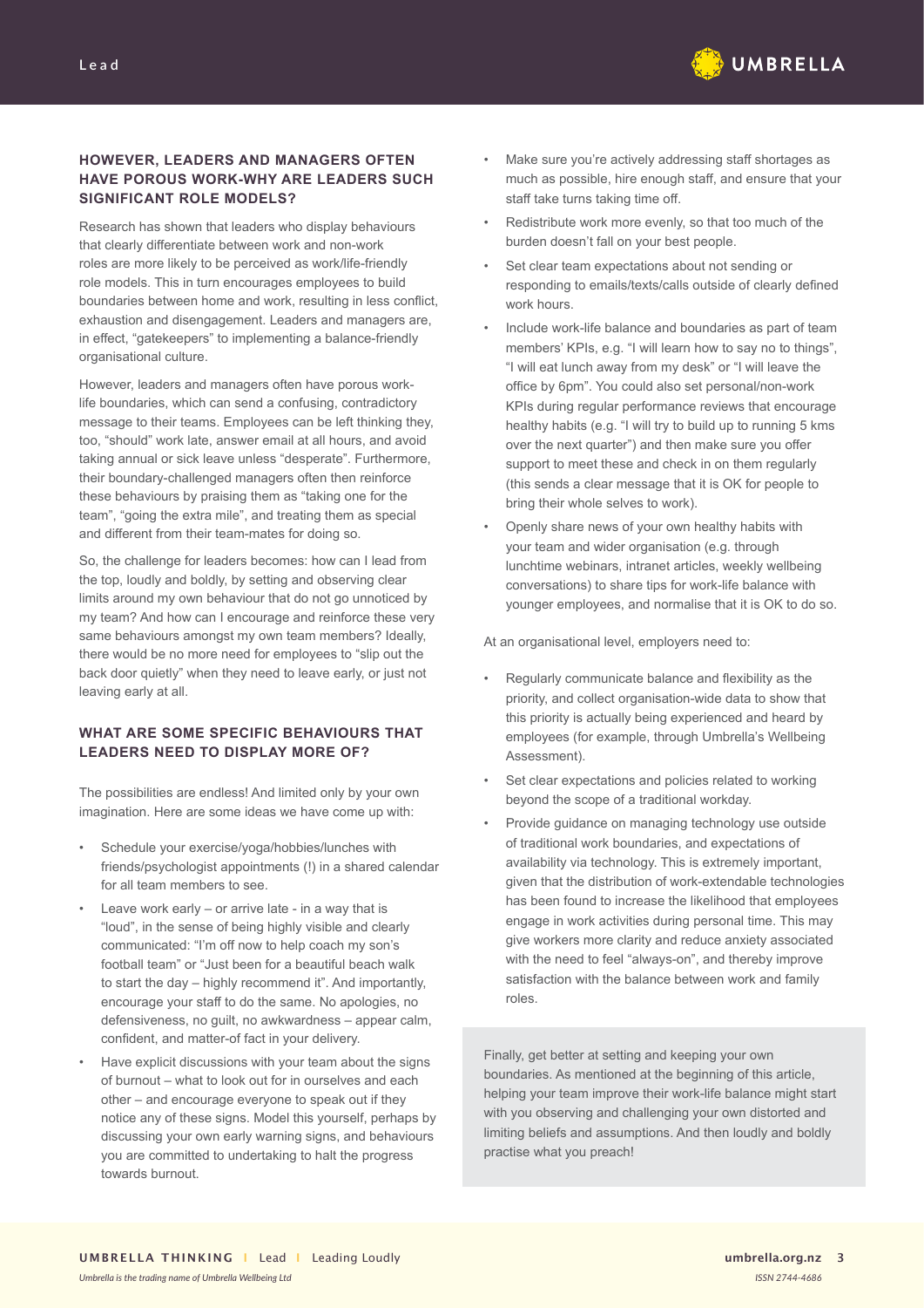## HOWEVER, LEADERS AND MANAGERS OFTEN HAVE POROUS WORK-WHY ARE LEADERS SUCH SIGNIFICANT ROLE MODELS?

Research has shown that leaders who display behaviours that clearly differentiate between work and non-work roles are more likely to be perceived as work/life-friendly role models. This in turn encourages employees to build boundaries between home and work, resulting in less conflict, exhaustion and disengagement. Leaders and managers are, in effect, "gatekeepers" to implementing a balance-friendly organisational culture.

However, leaders and managers often have porous work-life boundaries, which can send a confusing, contradictory message to their teams. Employees can be left thinking they, too, "should" work late, answer email at all hours, and avoid taking annual or sick leave unless "desperate". Furthermore, their boundary-challenged managers often then reinforce these behaviours by praising them as "taking one for the team", "going the extra mile", and treating them as special and different from their team-mates for doing so.

So, the challenge for leaders becomes: how can I lead from the top, loudly and boldly, by setting and observing clear limits around my own behaviour that do not go unnoticed by my team? And how can I encourage and reinforce these very same behaviours amongst my own team members? Ideally, there would be no more need for employees to "slip out the back door quietly" when they need to leave early, or just not leaving early at all.

## WHAT ARE SOME SPECIFIC BEHAVIOURS THAT LEADERS NEED TO DISPLAY MORE OF?

The possibilities are endless! And limited only by your own imagination. Here are some ideas we have come up with:

- Schedule your exercise/yoga/hobbies/lunches with friends/psychologist appointments (!) in a shared calendar for all team members to see.
- Leave work early – or arrive late - in a way that is "loud", in the sense of being highly visible and clearly communicated: "I'm off now to help coach my son's football team" or "Just been for a beautiful beach walk to start the day – highly recommend it". And importantly, encourage your staff to do the same. No apologies, no defensiveness, no guilt, no awkwardness – appear calm, confident, and matter-of fact in your delivery.
- Have explicit discussions with your team about the signs of burnout – what to look out for in ourselves and each other – and encourage everyone to speak out if they notice any of these signs. Model this yourself, perhaps by discussing your own early warning signs, and behaviours you are committed to undertaking to halt the progress towards burnout.
- Make sure you're actively addressing staff shortages as much as possible, hire enough staff, and ensure that your staff take turns taking time off.
- Redistribute work more evenly, so that too much of the burden doesn't fall on your best people.
- Set clear team expectations about not sending or responding to emails/texts/calls outside of clearly defined work hours.
- Include work-life balance and boundaries as part of team members' KPIs, e.g. "I will learn how to say no to things", "I will eat lunch away from my desk" or "I will leave the office by 6pm". You could also set personal/non-work KPIs during regular performance reviews that encourage healthy habits (e.g. "I will try to build up to running 5 kms over the next quarter") and then make sure you offer support to meet these and check in on them regularly (this sends a clear message that it is OK for people to bring their whole selves to work).
- Openly share news of your own healthy habits with your team and wider organisation (e.g. through lunchtime webinars, intranet articles, weekly wellbeing conversations) to share tips for work-life balance with younger employees, and normalise that it is OK to do so.

At an organisational level, employers need to:

- Regularly communicate balance and flexibility as the priority, and collect organisation-wide data to show that this priority is actually being experienced and heard by employees (for example, through Umbrella's Wellbeing Assessment).
- Set clear expectations and policies related to working beyond the scope of a traditional workday.
- Provide guidance on managing technology use outside of traditional work boundaries, and expectations of availability via technology. This is extremely important, given that the distribution of work-extendable technologies has been found to increase the likelihood that employees engage in work activities during personal time. This may give workers more clarity and reduce anxiety associated with the need to feel "always-on", and thereby improve satisfaction with the balance between work and family roles.

Finally, get better at setting and keeping your own boundaries. As mentioned at the beginning of this article, helping your team improve their work-life balance might start with you observing and challenging your own distorted and limiting beliefs and assumptions. And then loudly and boldly practise what you preach!

*Umbrella is the trading name of Umbrella Wellbeing Ltd*

ISSN 2744-4686